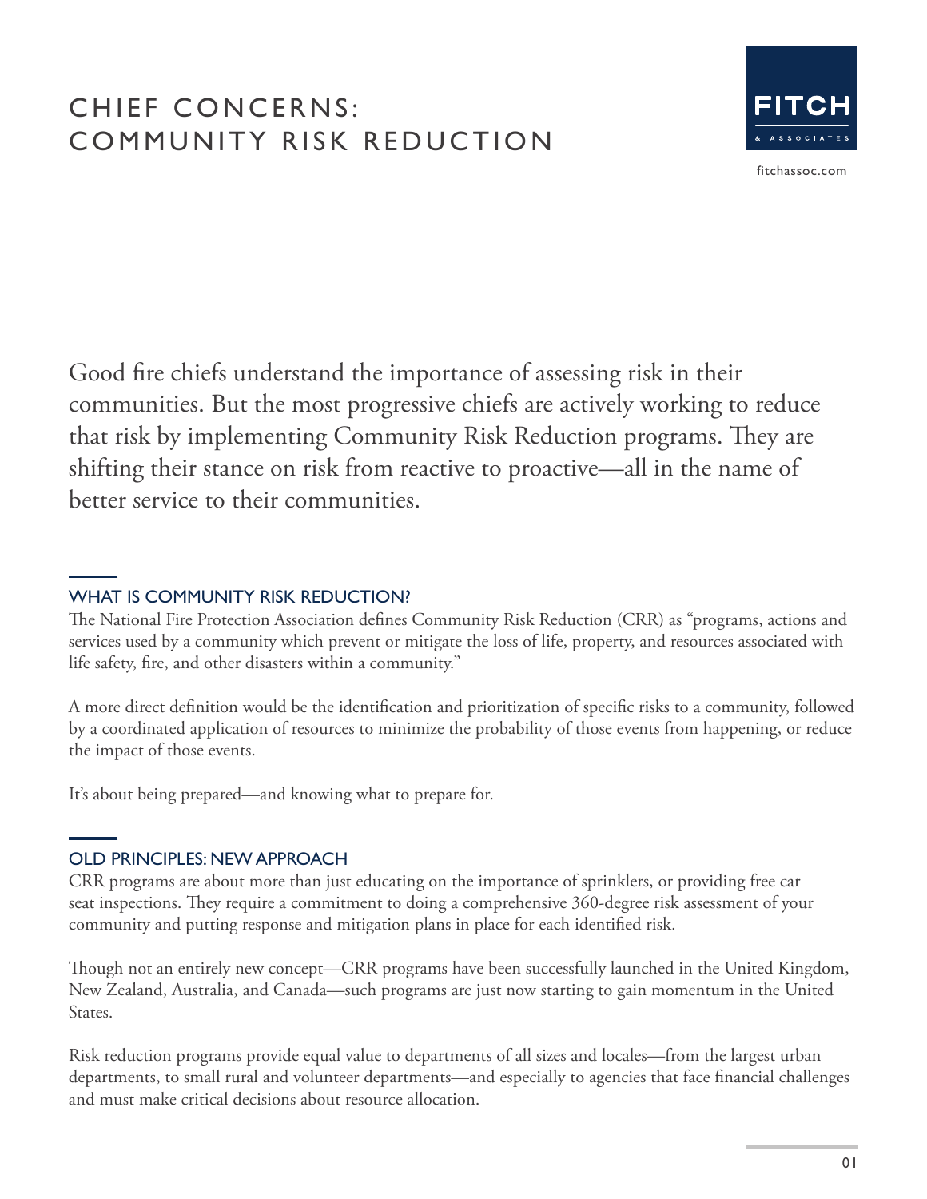# CHIEF CONCERNS: COMMUNITY RISK REDUCTION

FITCH & ASSOCIATES

fitchassoc.com

Good fire chiefs understand the importance of assessing risk in their communities. But the most progressive chiefs are actively working to reduce that risk by implementing Community Risk Reduction programs. They are shifting their stance on risk from reactive to proactive—all in the name of better service to their communities.

## WHAT IS COMMUNITY RISK REDUCTION?

The National Fire Protection Association defines Community Risk Reduction (CRR) as "programs, actions and services used by a community which prevent or mitigate the loss of life, property, and resources associated with life safety, fire, and other disasters within a community."

A more direct definition would be the identification and prioritization of specific risks to a community, followed by a coordinated application of resources to minimize the probability of those events from happening, or reduce the impact of those events.

It's about being prepared—and knowing what to prepare for.

## OLD PRINCIPLES: NEW APPROACH

CRR programs are about more than just educating on the importance of sprinklers, or providing free car seat inspections. They require a commitment to doing a comprehensive 360-degree risk assessment of your community and putting response and mitigation plans in place for each identified risk.

Though not an entirely new concept—CRR programs have been successfully launched in the United Kingdom, New Zealand, Australia, and Canada—such programs are just now starting to gain momentum in the United States.

Risk reduction programs provide equal value to departments of all sizes and locales—from the largest urban departments, to small rural and volunteer departments—and especially to agencies that face financial challenges and must make critical decisions about resource allocation.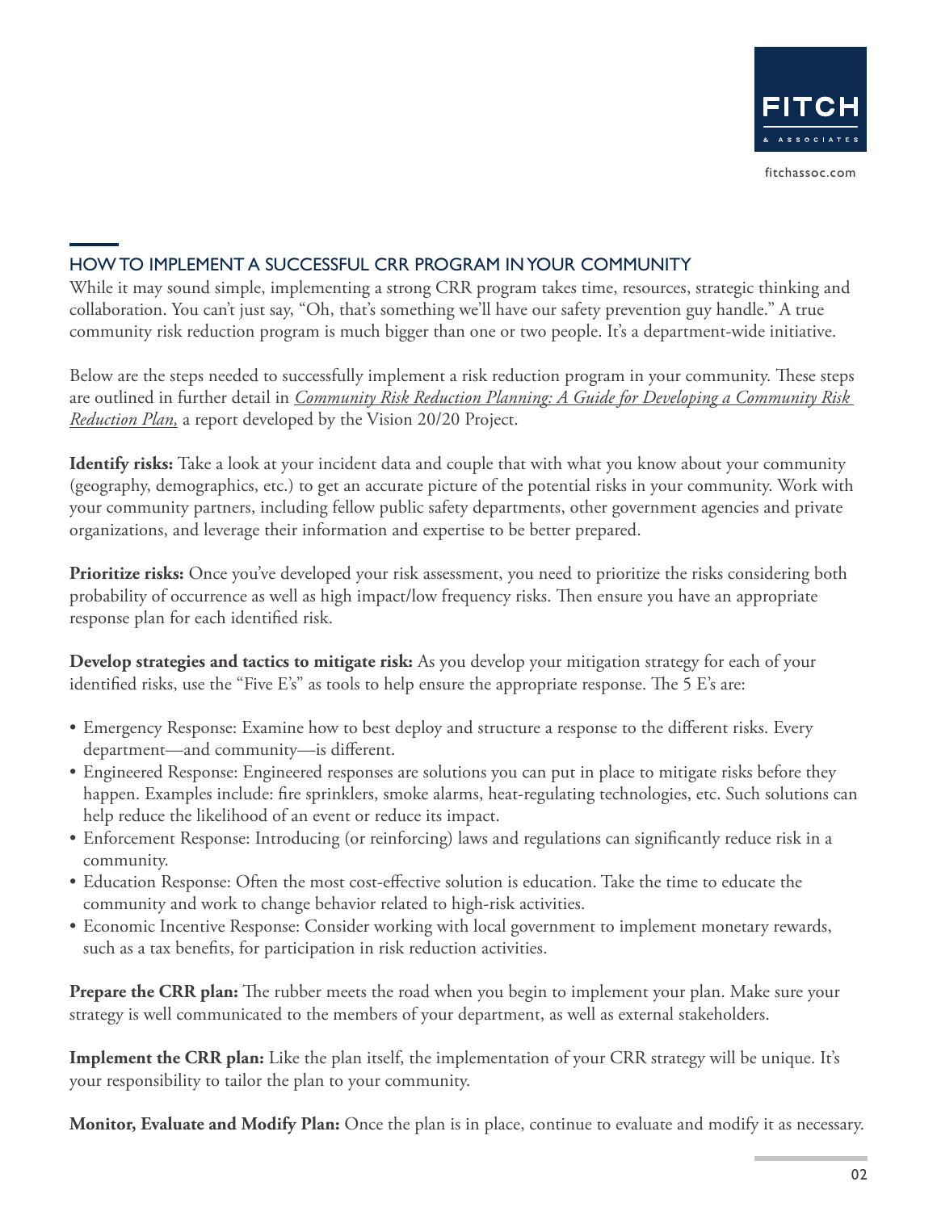## HOW TO IMPLEMENT A SUCCESSFUL CRR PROGRAM IN YOUR COMMUNITY

While it may sound simple, implementing a strong CRR program takes time, resources, strategic thinking and collaboration. You can't just say, "Oh, that's something we'll have our safety prevention guy handle." A true community risk reduction program is much bigger than one or two people. It's a department-wide initiative.

Below are the steps needed to successfully implement a risk reduction program in your community. These steps are outlined in further detail in *Community Risk Reduction Planning: A Guide for Developing a Community Risk Reduction Plan,* a report developed by the Vision 20/20 Project.

**Identify risks:** Take a look at your incident data and couple that with what you know about your community (geography, demographics, etc.) to get an accurate picture of the potential risks in your community. Work with your community partners, including fellow public safety departments, other government agencies and private organizations, and leverage their information and expertise to be better prepared.

**Prioritize risks:** Once you've developed your risk assessment, you need to prioritize the risks considering both probability of occurrence as well as high impact/low frequency risks. Then ensure you have an appropriate response plan for each identified risk.

**Develop strategies and tactics to mitigate risk:** As you develop your mitigation strategy for each of your identified risks, use the "Five E's" as tools to help ensure the appropriate response. The 5 E's are:

- Emergency Response: Examine how to best deploy and structure a response to the different risks. Every department—and community—is different.
- Engineered Response: Engineered responses are solutions you can put in place to mitigate risks before they happen. Examples include: fire sprinklers, smoke alarms, heat-regulating technologies, etc. Such solutions can help reduce the likelihood of an event or reduce its impact.
- Enforcement Response: Introducing (or reinforcing) laws and regulations can significantly reduce risk in a community.
- Education Response: Often the most cost-effective solution is education. Take the time to educate the community and work to change behavior related to high-risk activities.
- Economic Incentive Response: Consider working with local government to implement monetary rewards, such as a tax benefits, for participation in risk reduction activities.

**Prepare the CRR plan:** The rubber meets the road when you begin to implement your plan. Make sure your strategy is well communicated to the members of your department, as well as external stakeholders.

**Implement the CRR plan:** Like the plan itself, the implementation of your CRR strategy will be unique. It's your responsibility to tailor the plan to your community.

**Monitor, Evaluate and Modify Plan:** Once the plan is in place, continue to evaluate and modify it as necessary.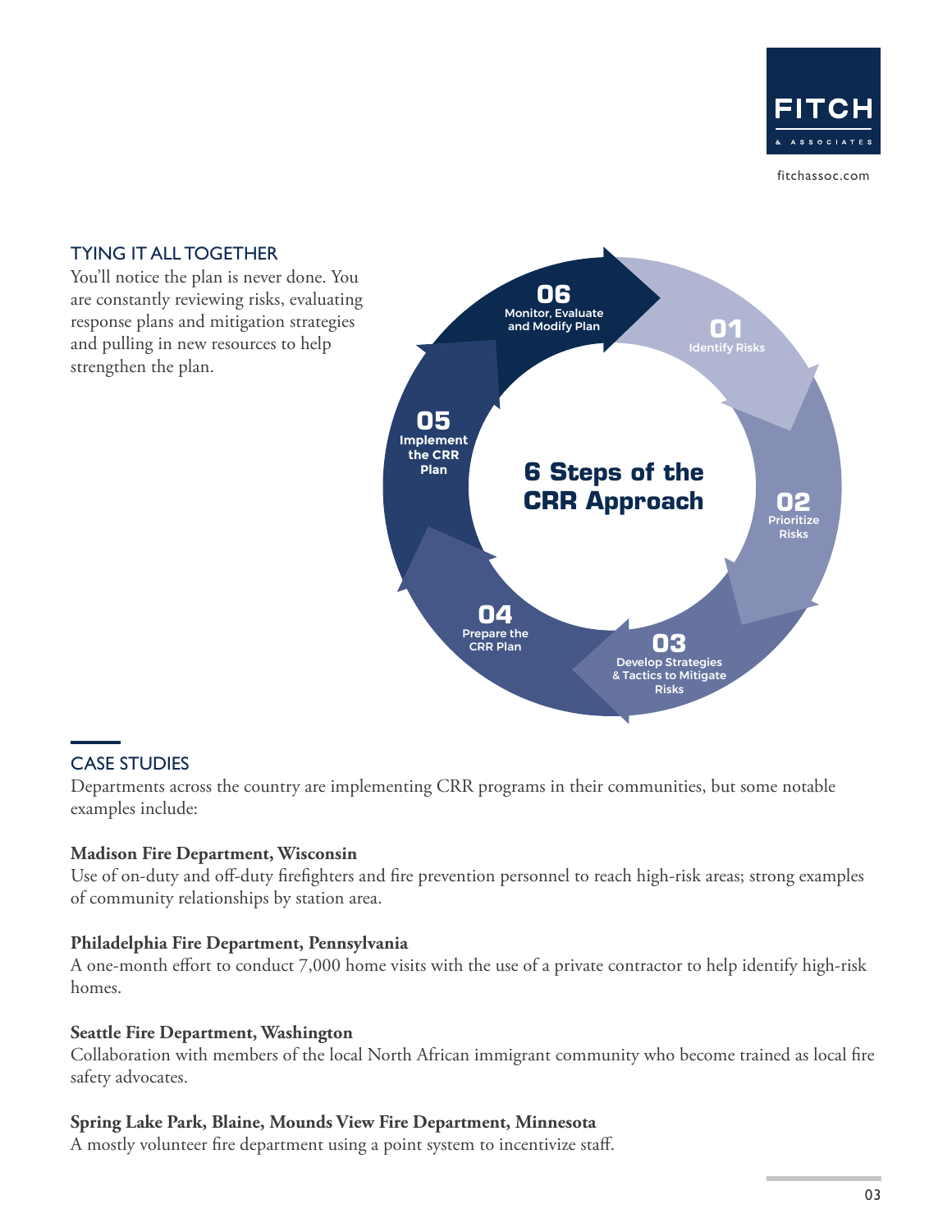## TYING IT ALL TOGETHER

You'll notice the plan is never done. You are constantly reviewing risks, evaluating response plans and mitigation strategies and pulling in new resources to help strengthen the plan.

**6 Steps of the CRR Approach**

- **01** Identify Risks
- **02** Prioritize Risks
- **03** Develop Strategies & Tactics to Mitigate Risks
- **04** Prepare the CRR Plan
- **05** Implement the CRR Plan
- **06** Monitor, Evaluate and Modify Plan

## CASE STUDIES

Departments across the country are implementing CRR programs in their communities, but some notable examples include:

**Madison Fire Department, Wisconsin**
Use of on-duty and off-duty firefighters and fire prevention personnel to reach high-risk areas; strong examples of community relationships by station area.

**Philadelphia Fire Department, Pennsylvania**
A one-month effort to conduct 7,000 home visits with the use of a private contractor to help identify high-risk homes.

**Seattle Fire Department, Washington**
Collaboration with members of the local North African immigrant community who become trained as local fire safety advocates.

**Spring Lake Park, Blaine, Mounds View Fire Department, Minnesota**
A mostly volunteer fire department using a point system to incentivize staff.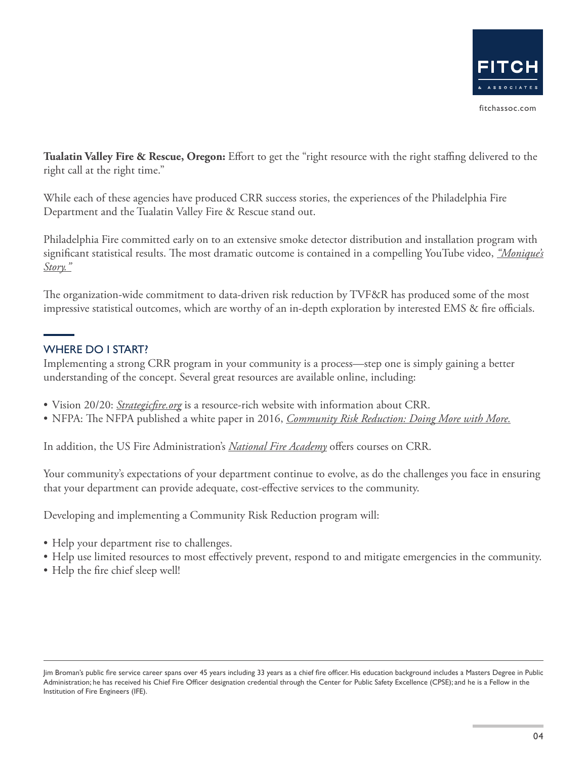**Tualatin Valley Fire & Rescue, Oregon:** Effort to get the "right resource with the right staffing delivered to the right call at the right time."

While each of these agencies have produced CRR success stories, the experiences of the Philadelphia Fire Department and the Tualatin Valley Fire & Rescue stand out.

Philadelphia Fire committed early on to an extensive smoke detector distribution and installation program with significant statistical results. The most dramatic outcome is contained in a compelling YouTube video, *"Monique's Story."*

The organization-wide commitment to data-driven risk reduction by TVF&R has produced some of the most impressive statistical outcomes, which are worthy of an in-depth exploration by interested EMS & fire officials.

## WHERE DO I START?

Implementing a strong CRR program in your community is a process—step one is simply gaining a better understanding of the concept. Several great resources are available online, including:

- Vision 20/20: *Strategicfire.org* is a resource-rich website with information about CRR.
- NFPA: The NFPA published a white paper in 2016, *Community Risk Reduction: Doing More with More.*

In addition, the US Fire Administration's *National Fire Academy* offers courses on CRR.

Your community's expectations of your department continue to evolve, as do the challenges you face in ensuring that your department can provide adequate, cost-effective services to the community.

Developing and implementing a Community Risk Reduction program will:

- Help your department rise to challenges.
- Help use limited resources to most effectively prevent, respond to and mitigate emergencies in the community.
- Help the fire chief sleep well!

---

Jim Broman's public fire service career spans over 45 years including 33 years as a chief fire officer. His education background includes a Masters Degree in Public Administration; he has received his Chief Fire Officer designation credential through the Center for Public Safety Excellence (CPSE); and he is a Fellow in the Institution of Fire Engineers (IFE).